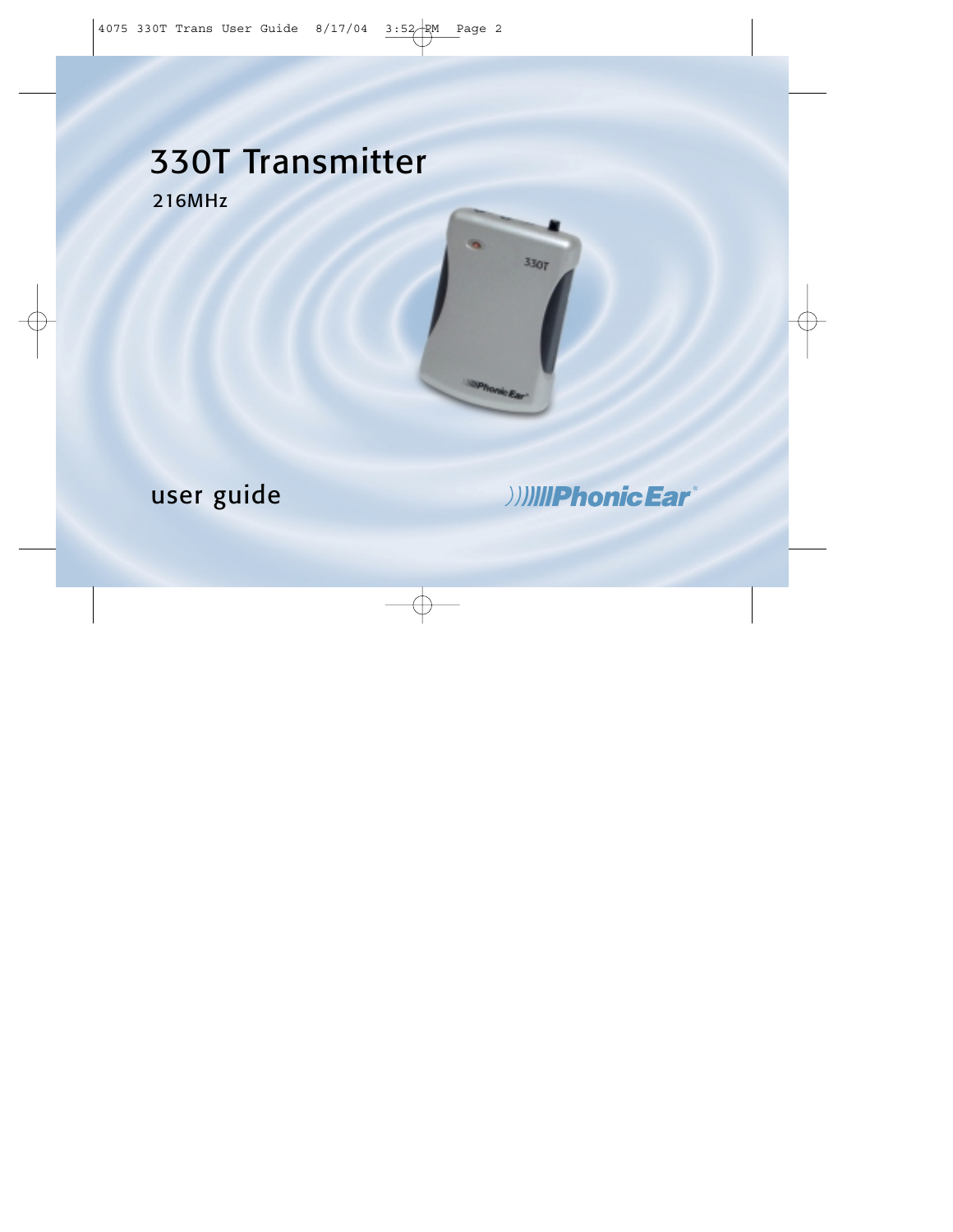# 330T Transmitter

216MHz

user guide

PhonicEar®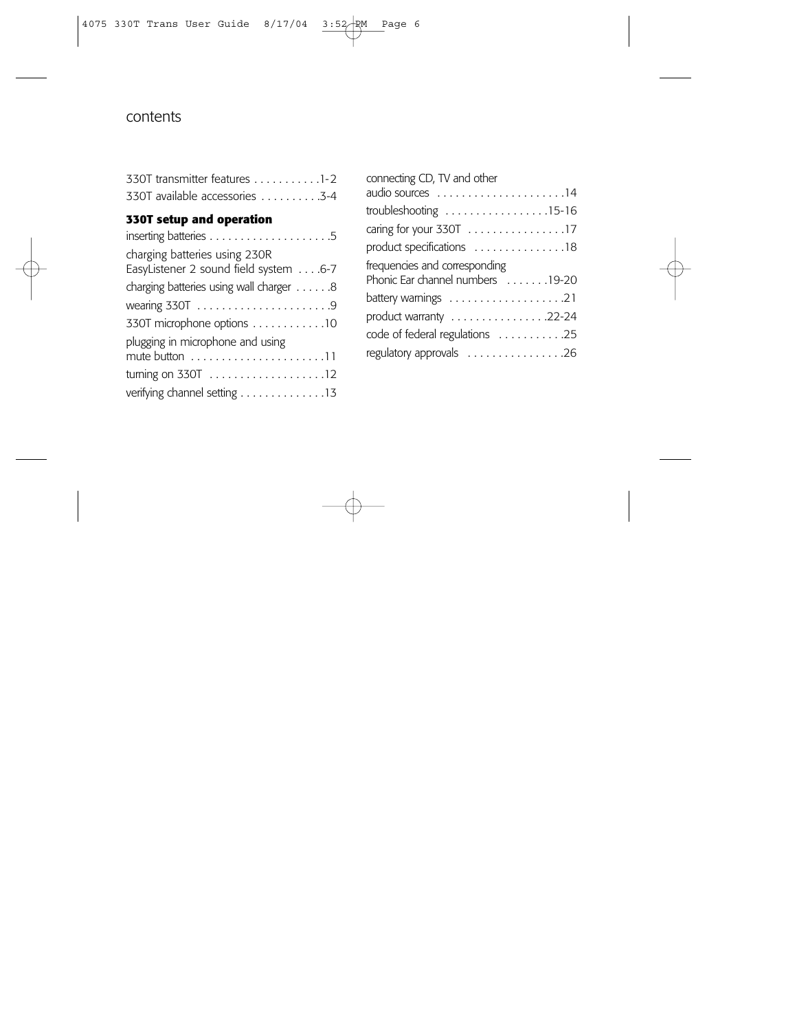# contents

330T transmitter features . . . . . . . . . . .1-2
330T available accessories . . . . . . . . . .3-4

**330T setup and operation**

inserting batteries . . . . . . . . . . . . . . . . . . . .5
charging batteries using 230R EasyListener 2 sound field system . . . .6-7
charging batteries using wall charger . . . . . .8
wearing 330T . . . . . . . . . . . . . . . . . . . . . .9
330T microphone options . . . . . . . . . . . .10
plugging in microphone and using mute button . . . . . . . . . . . . . . . . . . . . . .11
turning on 330T . . . . . . . . . . . . . . . . . . .12
verifying channel setting . . . . . . . . . . . . . .13

connecting CD, TV and other audio sources . . . . . . . . . . . . . . . . . . . . .14
troubleshooting . . . . . . . . . . . . . . . . .15-16
caring for your 330T . . . . . . . . . . . . . . . .17
product specifications . . . . . . . . . . . . . . .18
frequencies and corresponding Phonic Ear channel numbers . . . . . . .19-20
battery warnings . . . . . . . . . . . . . . . . . . .21
product warranty . . . . . . . . . . . . . . . .22-24
code of federal regulations . . . . . . . . . . .25
regulatory approvals . . . . . . . . . . . . . . . .26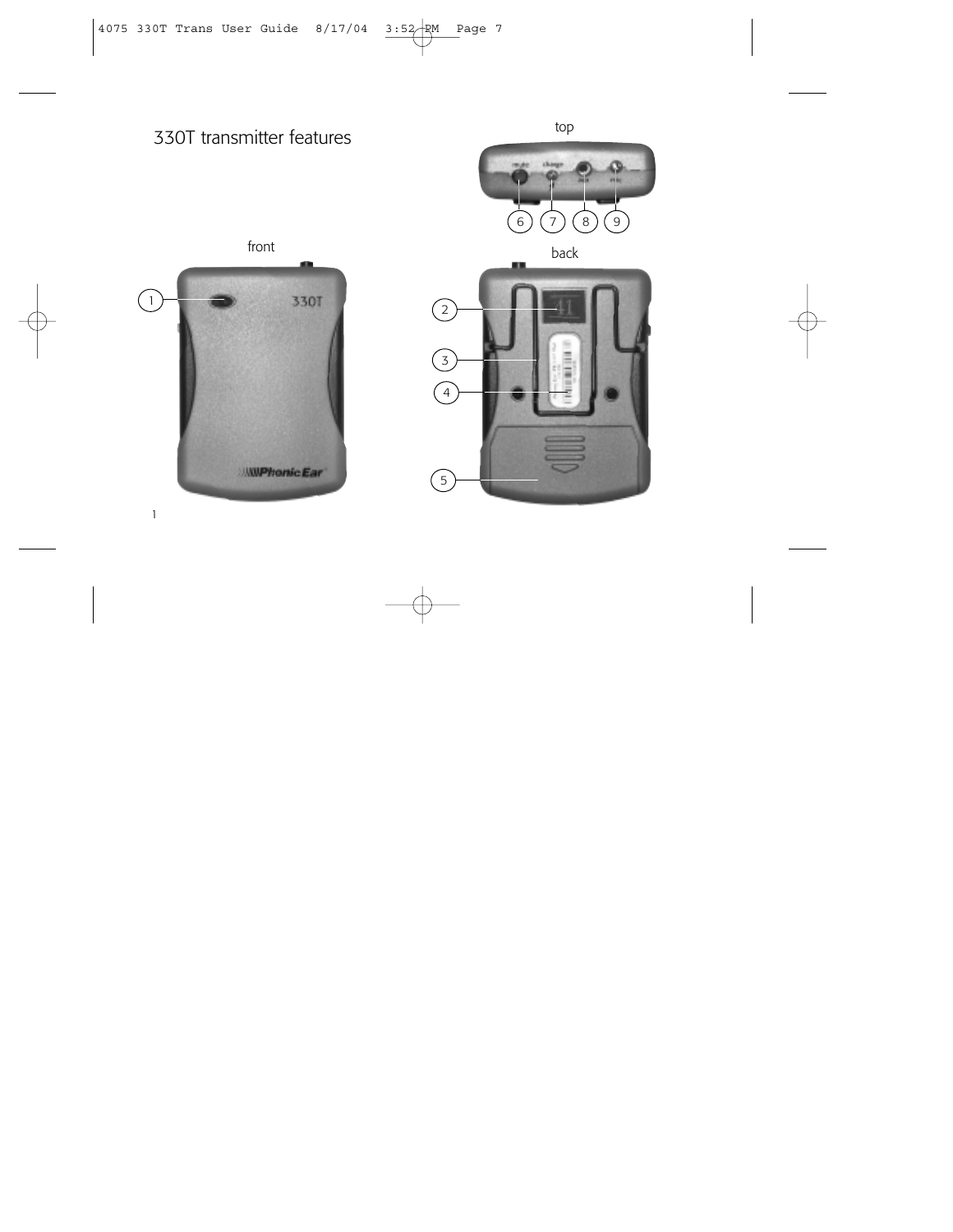# 330T transmitter features

top

6 7 8 9

front

1

back

2

3

4

5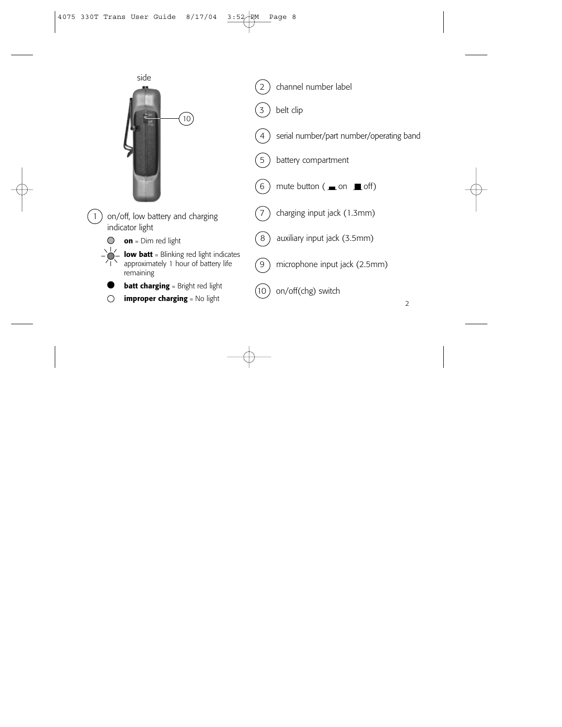side

10

1. on/off, low battery and charging indicator light
   - **on** = Dim red light
   - **low batt** = Blinking red light indicates approximately 1 hour of battery life remaining
   - **batt charging** = Bright red light
   - **improper charging** = No light

2. channel number label
3. belt clip
4. serial number/part number/operating band
5. battery compartment
6. mute button ( on  off)
7. charging input jack (1.3mm)
8. auxiliary input jack (3.5mm)
9. microphone input jack (2.5mm)
10. on/off(chg) switch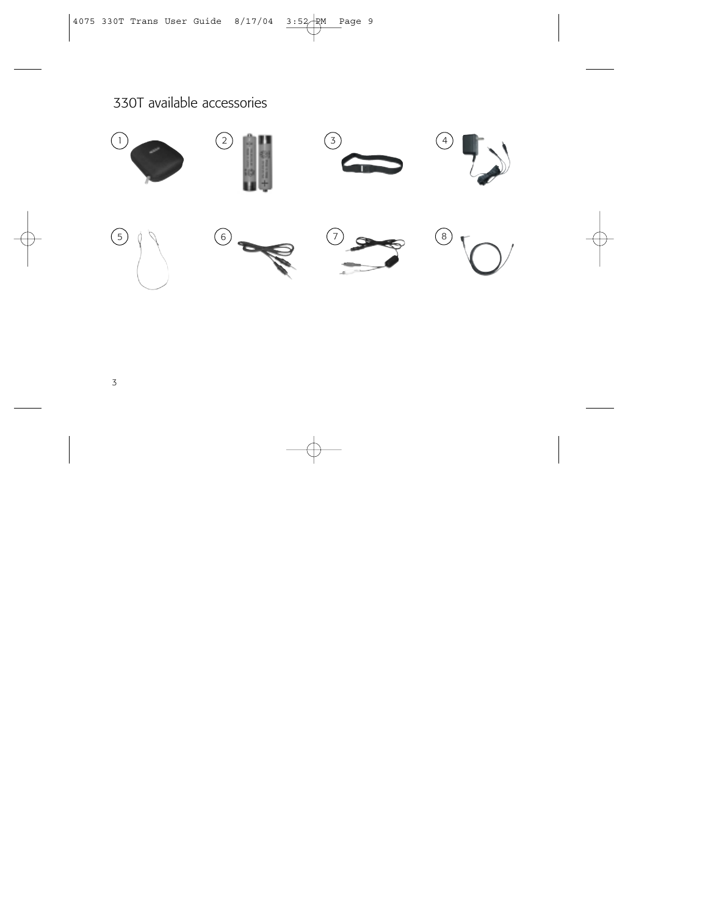# 330T available accessories

1

2

3

4

5

6

7

8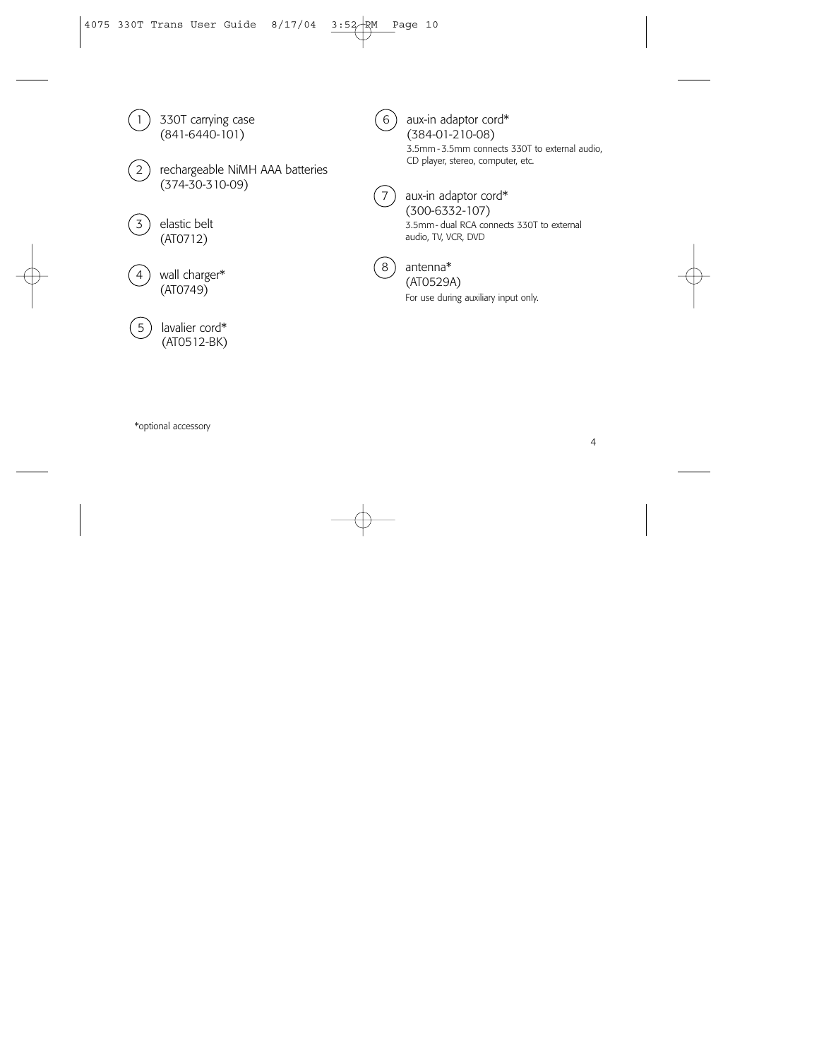1. 330T carrying case
   (841-6440-101)

2. rechargeable NiMH AAA batteries
   (374-30-310-09)

3. elastic belt
   (AT0712)

4. wall charger*
   (AT0749)

5. lavalier cord*
   (AT0512-BK)

6. aux-in adaptor cord*
   (384-01-210-08)
   3.5mm - 3.5mm connects 330T to external audio, CD player, stereo, computer, etc.

7. aux-in adaptor cord*
   (300-6332-107)
   3.5mm - dual RCA connects 330T to external audio, TV, VCR, DVD

8. antenna*
   (AT0529A)
   For use during auxiliary input only.

*optional accessory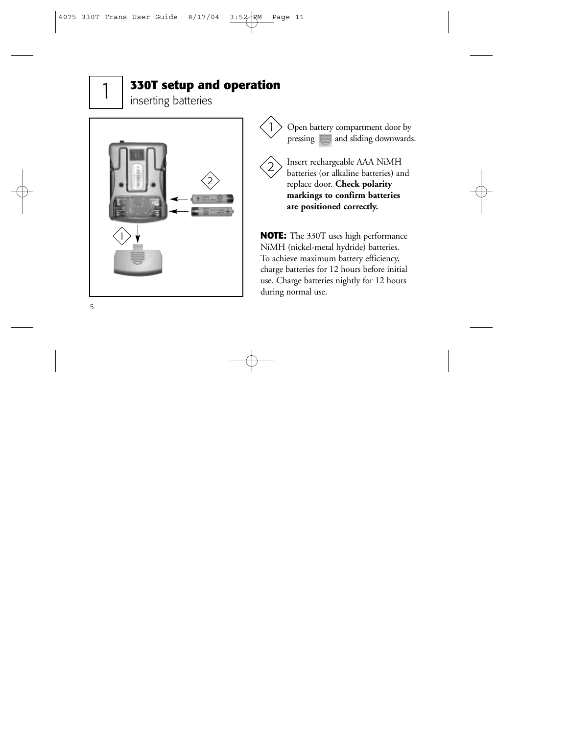# 1 330T setup and operation

## inserting batteries

1. Open battery compartment door by pressing and sliding downwards.

2. Insert rechargeable AAA NiMH batteries (or alkaline batteries) and replace door. **Check polarity markings to confirm batteries are positioned correctly.**

**NOTE:** The 330T uses high performance NiMH (nickel-metal hydride) batteries. To achieve maximum battery efficiency, charge batteries for 12 hours before initial use. Charge batteries nightly for 12 hours during normal use.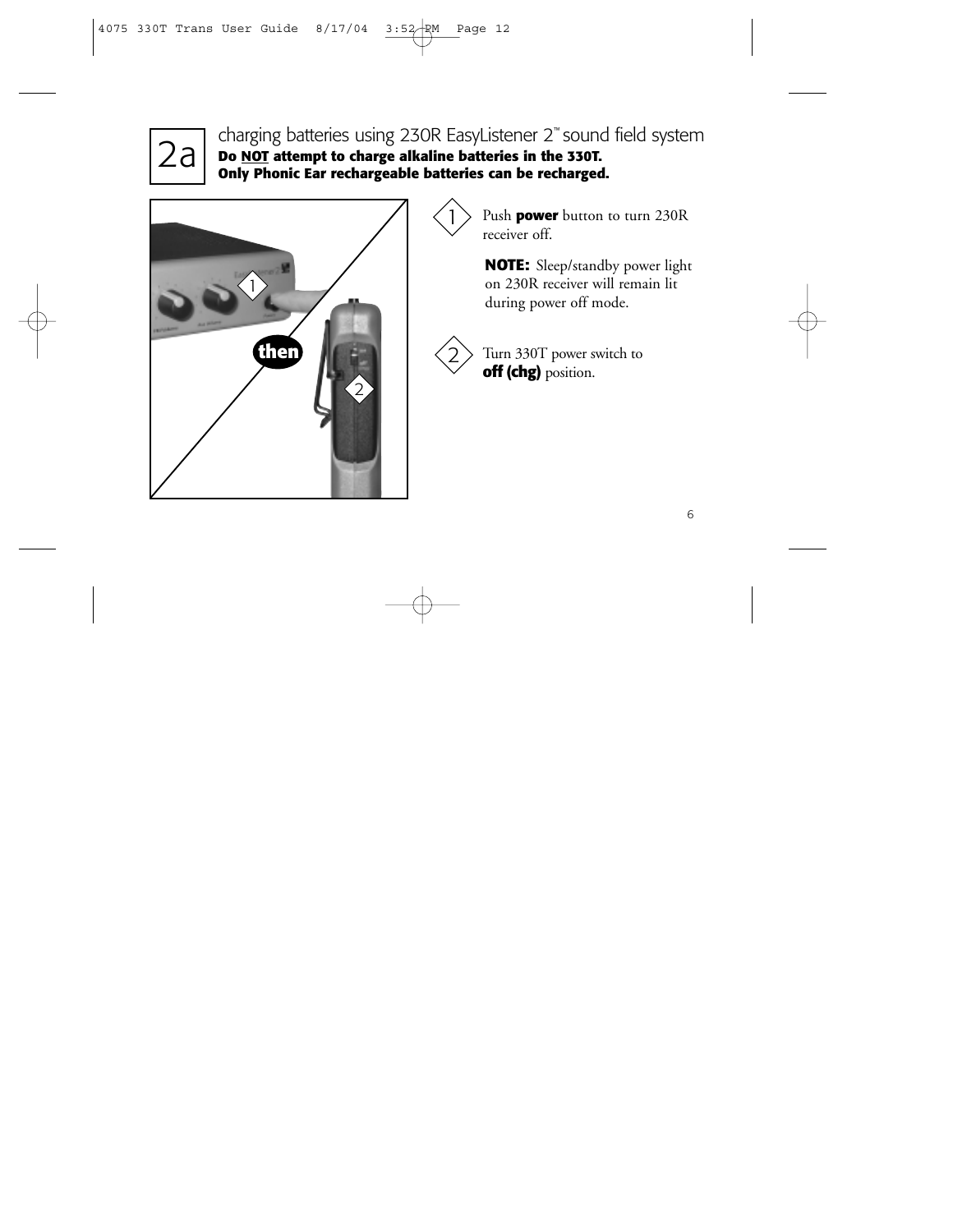## 2a charging batteries using 230R EasyListener 2™ sound field system

**Do NOT attempt to charge alkaline batteries in the 330T.**
**Only Phonic Ear rechargeable batteries can be recharged.**

1. Push **power** button to turn 230R receiver off.

   **NOTE:** Sleep/standby power light on 230R receiver will remain lit during power off mode.

2. Turn 330T power switch to **off (chg)** position.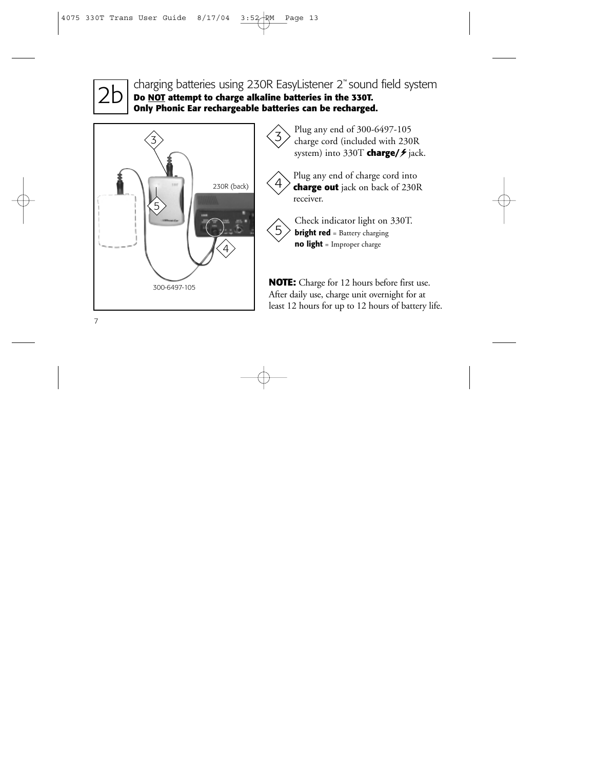## 2b charging batteries using 230R EasyListener 2™ sound field system

**Do NOT attempt to charge alkaline batteries in the 330T.**
**Only Phonic Ear rechargeable batteries can be recharged.**

3. Plug any end of 300-6497-105 charge cord (included with 230R system) into 330T **charge/⚡** jack.

4. Plug any end of charge cord into **charge out** jack on back of 230R receiver.

5. Check indicator light on 330T.
   **bright red** = Battery charging
   **no light** = Improper charge

**NOTE:** Charge for 12 hours before first use. After daily use, charge unit overnight for at least 12 hours for up to 12 hours of battery life.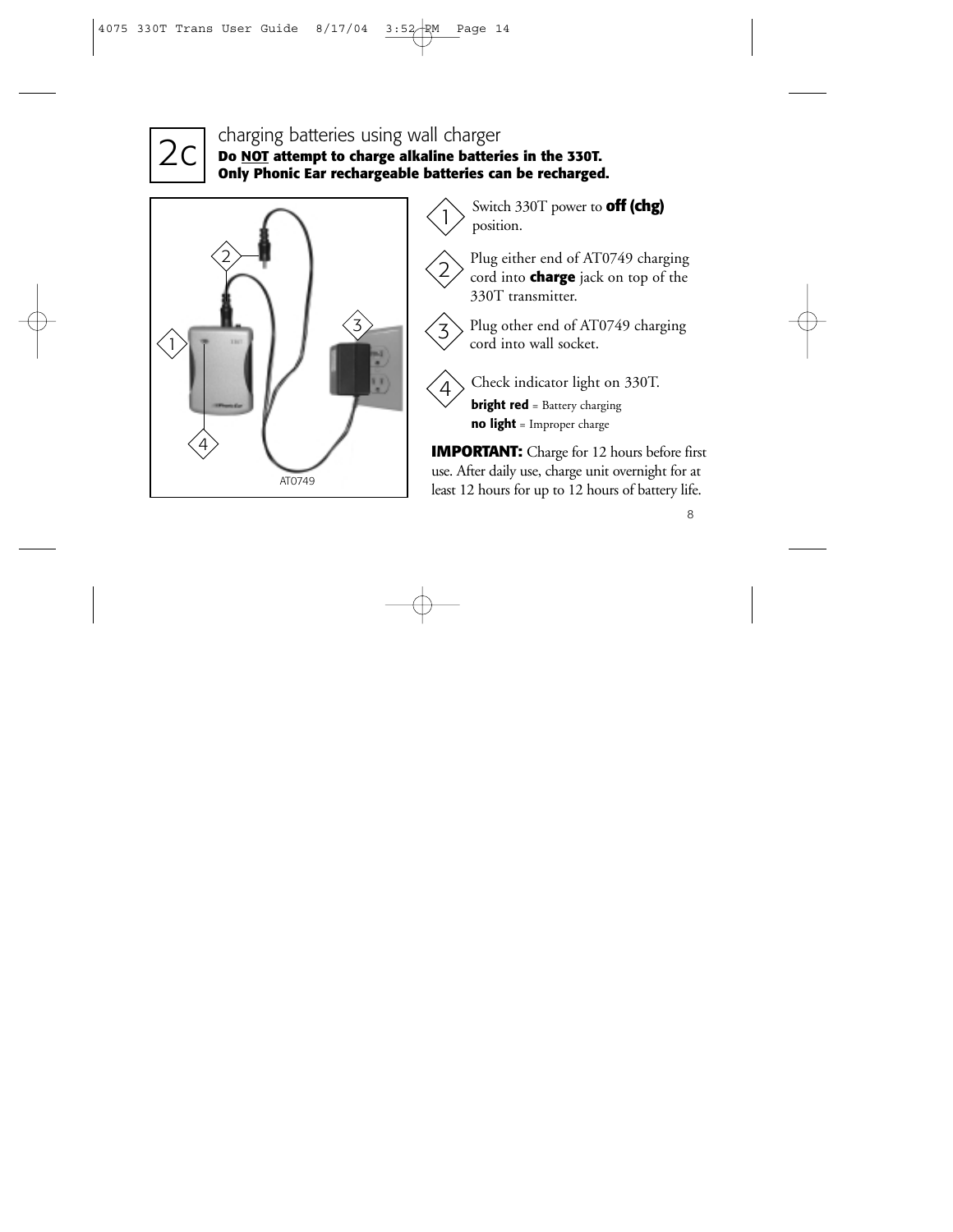## 2c charging batteries using wall charger

**Do NOT attempt to charge alkaline batteries in the 330T.**
**Only Phonic Ear rechargeable batteries can be recharged.**

1. Switch 330T power to **off (chg)** position.
2. Plug either end of AT0749 charging cord into **charge** jack on top of the 330T transmitter.
3. Plug other end of AT0749 charging cord into wall socket.
4. Check indicator light on 330T.
   - **bright red** = Battery charging
   - **no light** = Improper charge

**IMPORTANT:** Charge for 12 hours before first use. After daily use, charge unit overnight for at least 12 hours for up to 12 hours of battery life.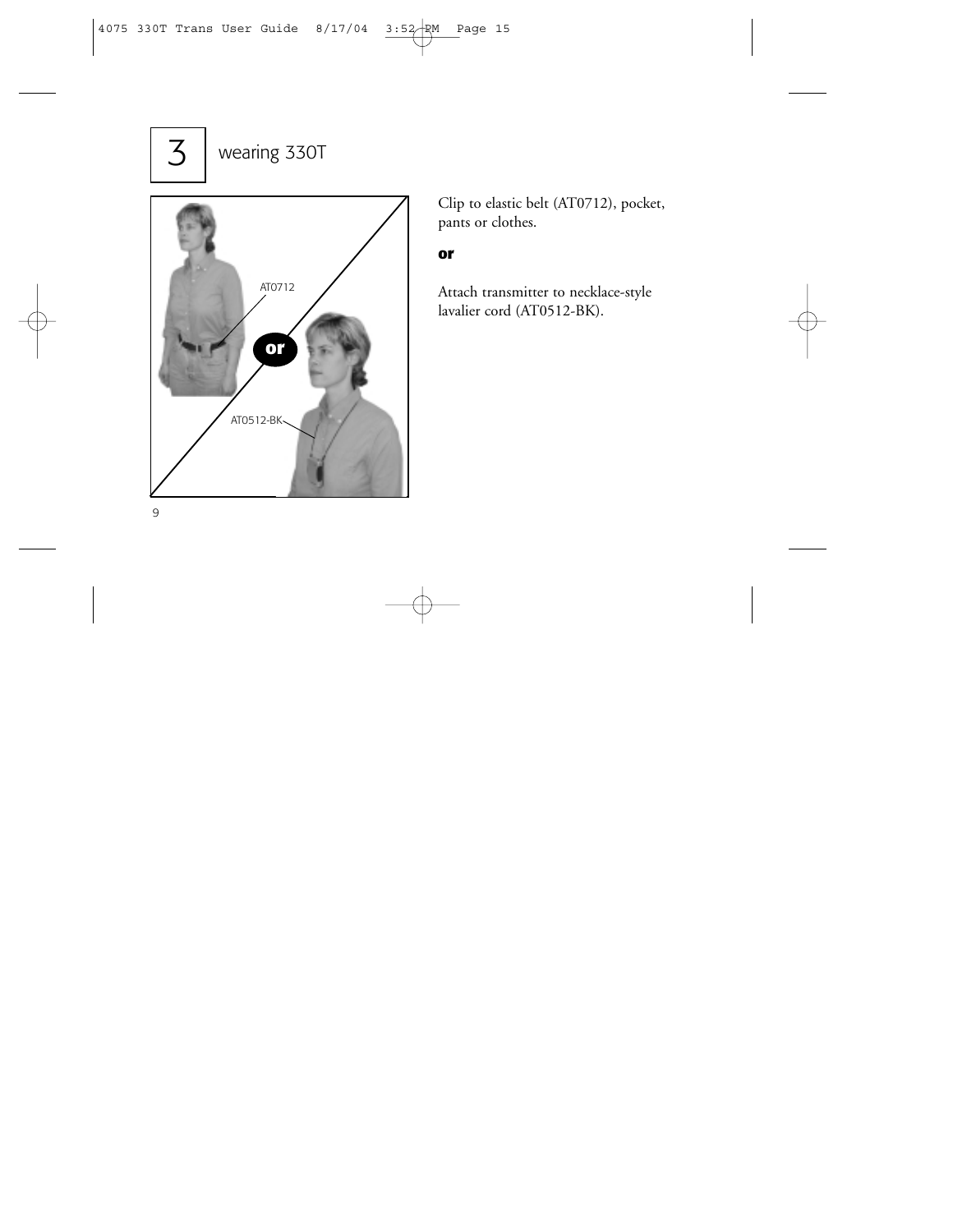# 3 wearing 330T

Clip to elastic belt (AT0712), pocket, pants or clothes.

**or**

Attach transmitter to necklace-style lavalier cord (AT0512-BK).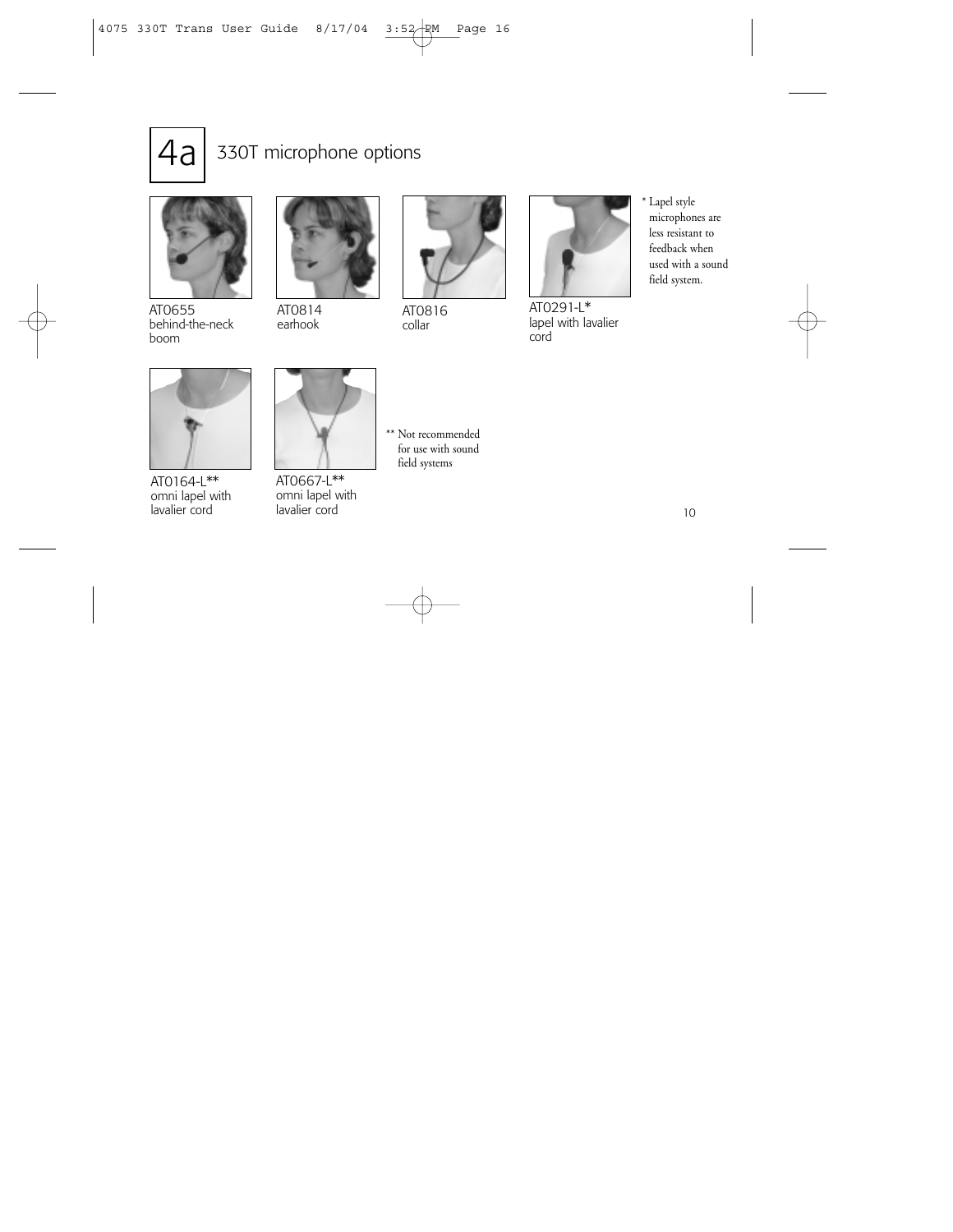# 4a 330T microphone options

AT0655
behind-the-neck boom

AT0814
earhook

AT0816
collar

AT0291-L*
lapel with lavalier cord

* Lapel style microphones are less resistant to feedback when used with a sound field system.

AT0164-L**
omni lapel with lavalier cord

AT0667-L**
omni lapel with lavalier cord

** Not recommended for use with sound field systems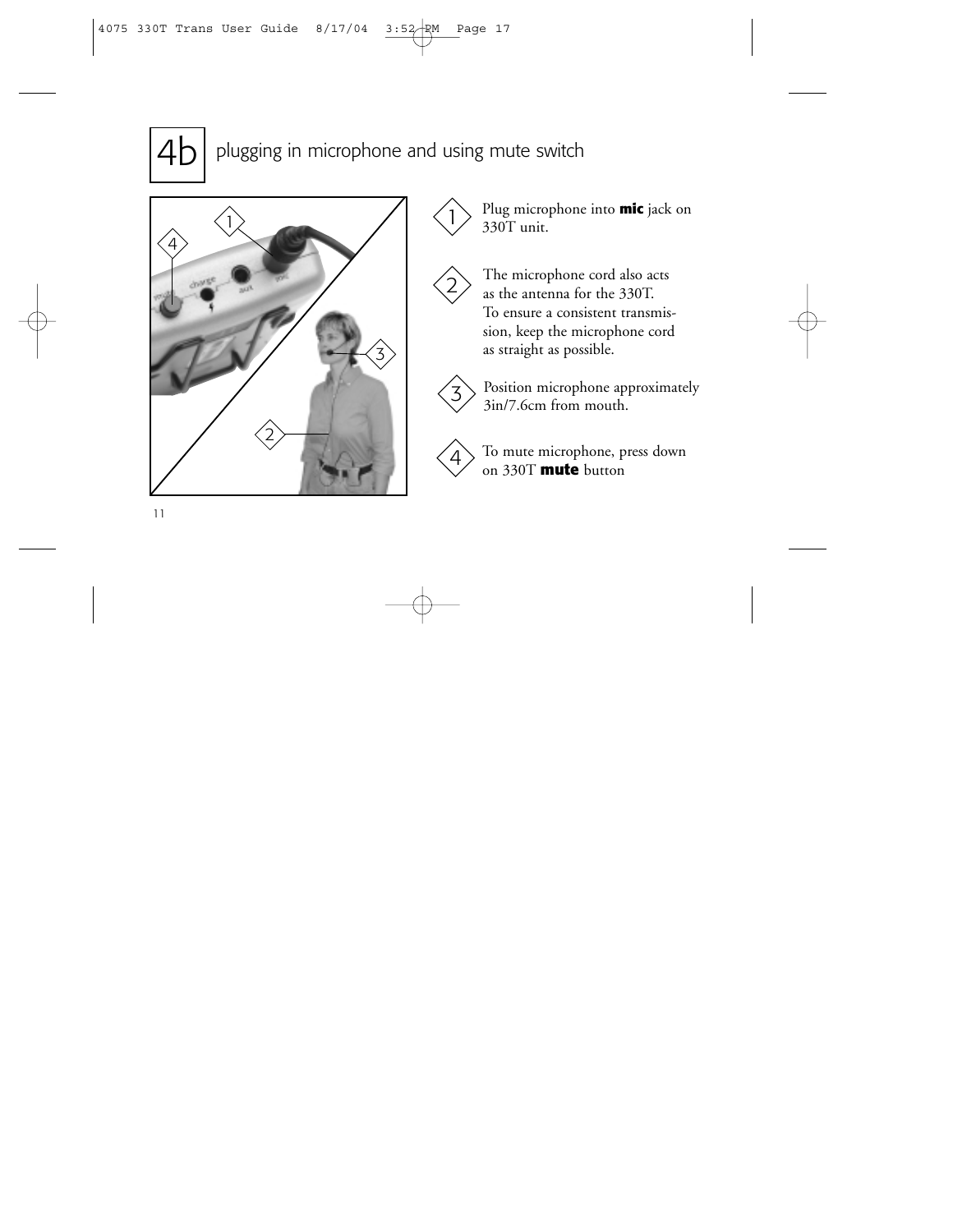## 4b plugging in microphone and using mute switch

1. Plug microphone into **mic** jack on 330T unit.

2. The microphone cord also acts as the antenna for the 330T. To ensure a consistent transmission, keep the microphone cord as straight as possible.

3. Position microphone approximately 3in/7.6cm from mouth.

4. To mute microphone, press down on 330T **mute** button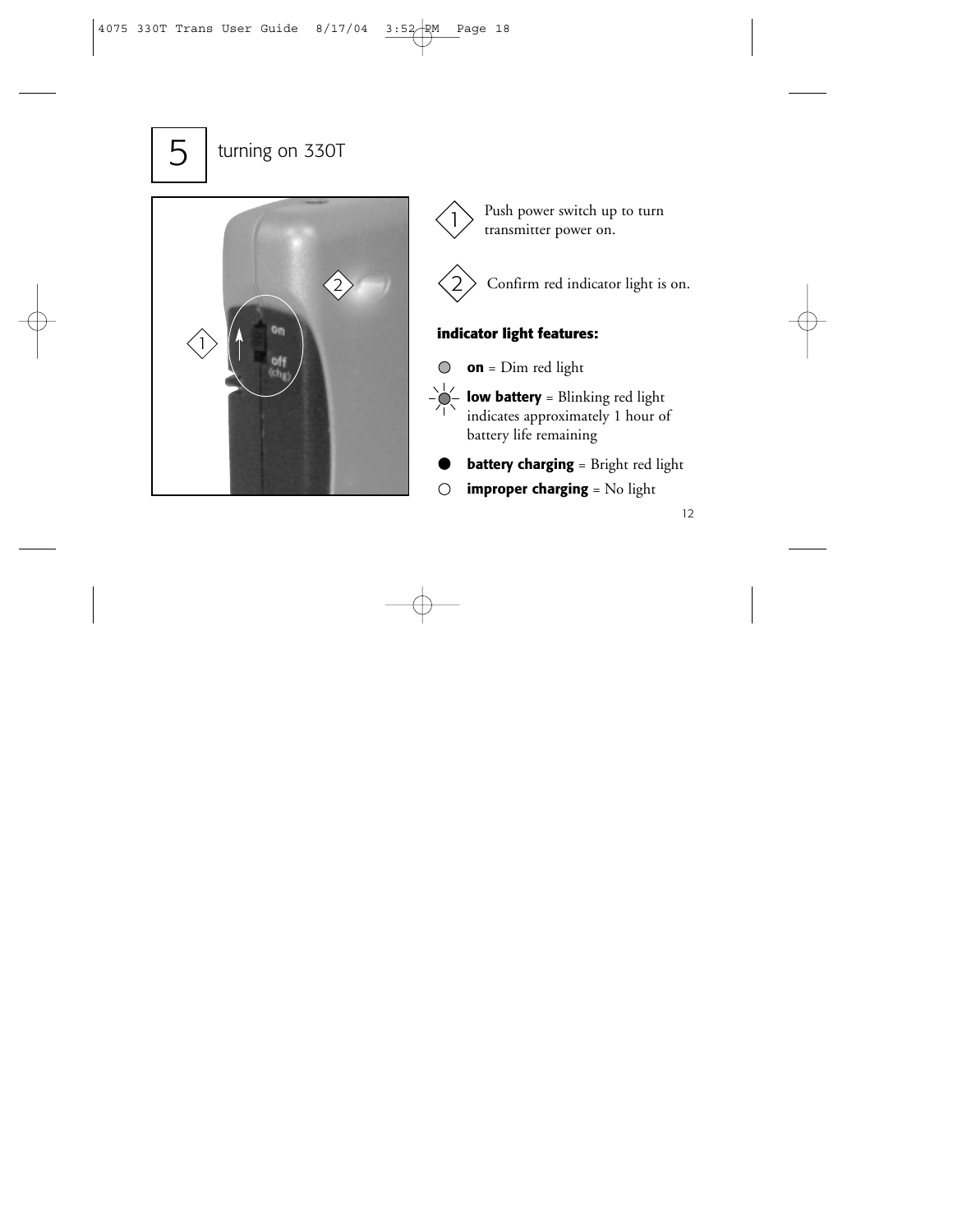# 5 turning on 330T

1. Push power switch up to turn transmitter power on.

2. Confirm red indicator light is on.

**indicator light features:**

- **on** = Dim red light
- **low battery** = Blinking red light indicates approximately 1 hour of battery life remaining
- **battery charging** = Bright red light
- **improper charging** = No light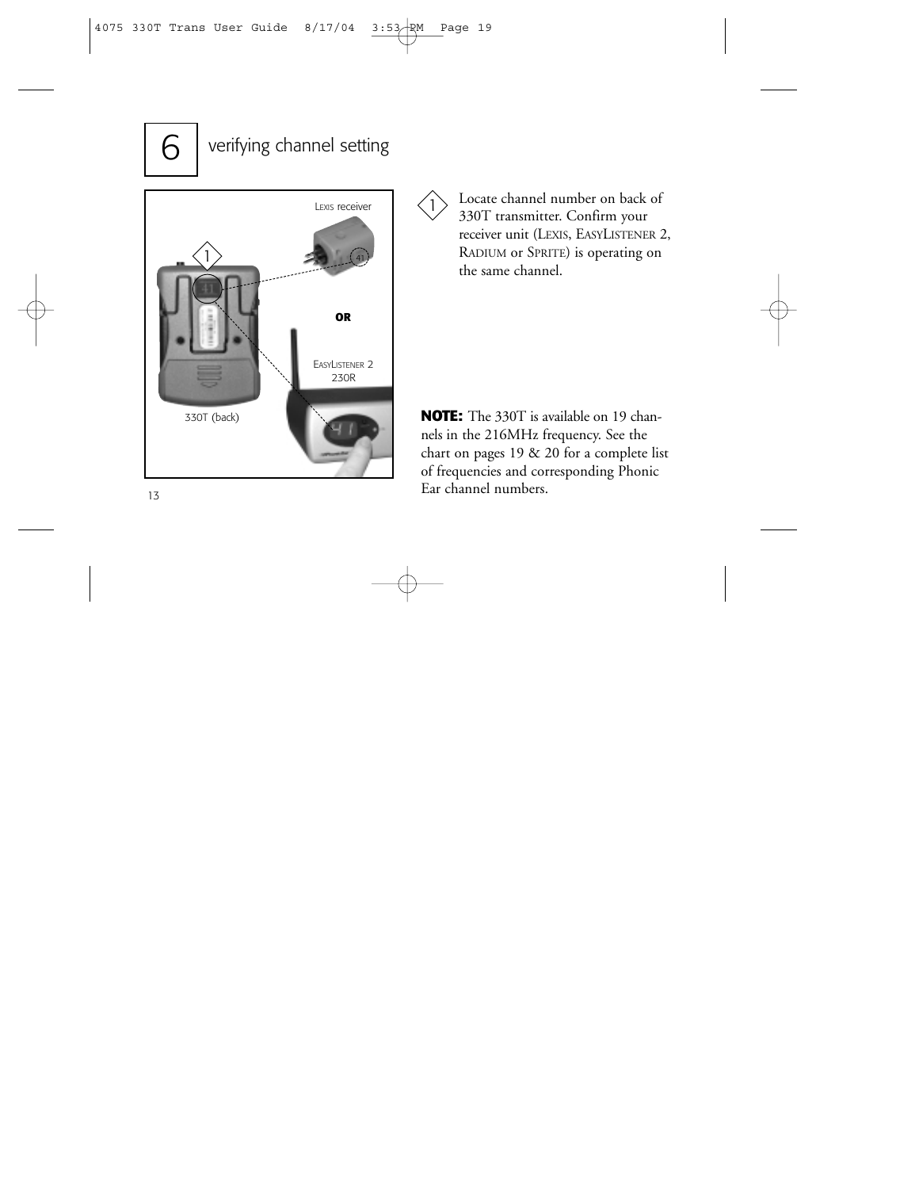## 6 verifying channel setting

1. Locate channel number on back of 330T transmitter. Confirm your receiver unit (LEXIS, EASYLISTENER 2, RADIUM or SPRITE) is operating on the same channel.

**NOTE:** The 330T is available on 19 channels in the 216MHz frequency. See the chart on pages 19 & 20 for a complete list of frequencies and corresponding Phonic Ear channel numbers.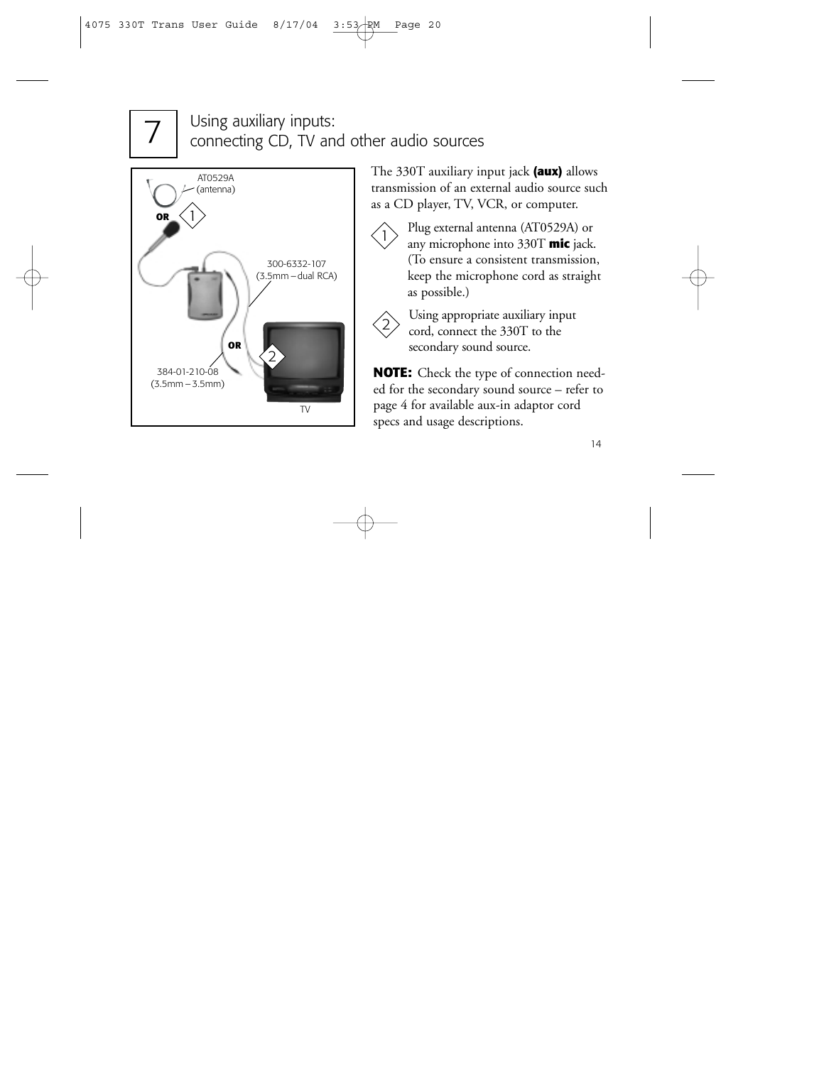# 7 Using auxiliary inputs: connecting CD, TV and other audio sources

AT0529A (antenna)

OR 1

300-6332-107 (3.5mm – dual RCA)

OR 2

384-01-210-08 (3.5mm – 3.5mm)

TV

The 330T auxiliary input jack **(aux)** allows transmission of an external audio source such as a CD player, TV, VCR, or computer.

1. Plug external antenna (AT0529A) or any microphone into 330T **mic** jack. (To ensure a consistent transmission, keep the microphone cord as straight as possible.)

2. Using appropriate auxiliary input cord, connect the 330T to the secondary sound source.

**NOTE:** Check the type of connection needed for the secondary sound source – refer to page 4 for available aux-in adaptor cord specs and usage descriptions.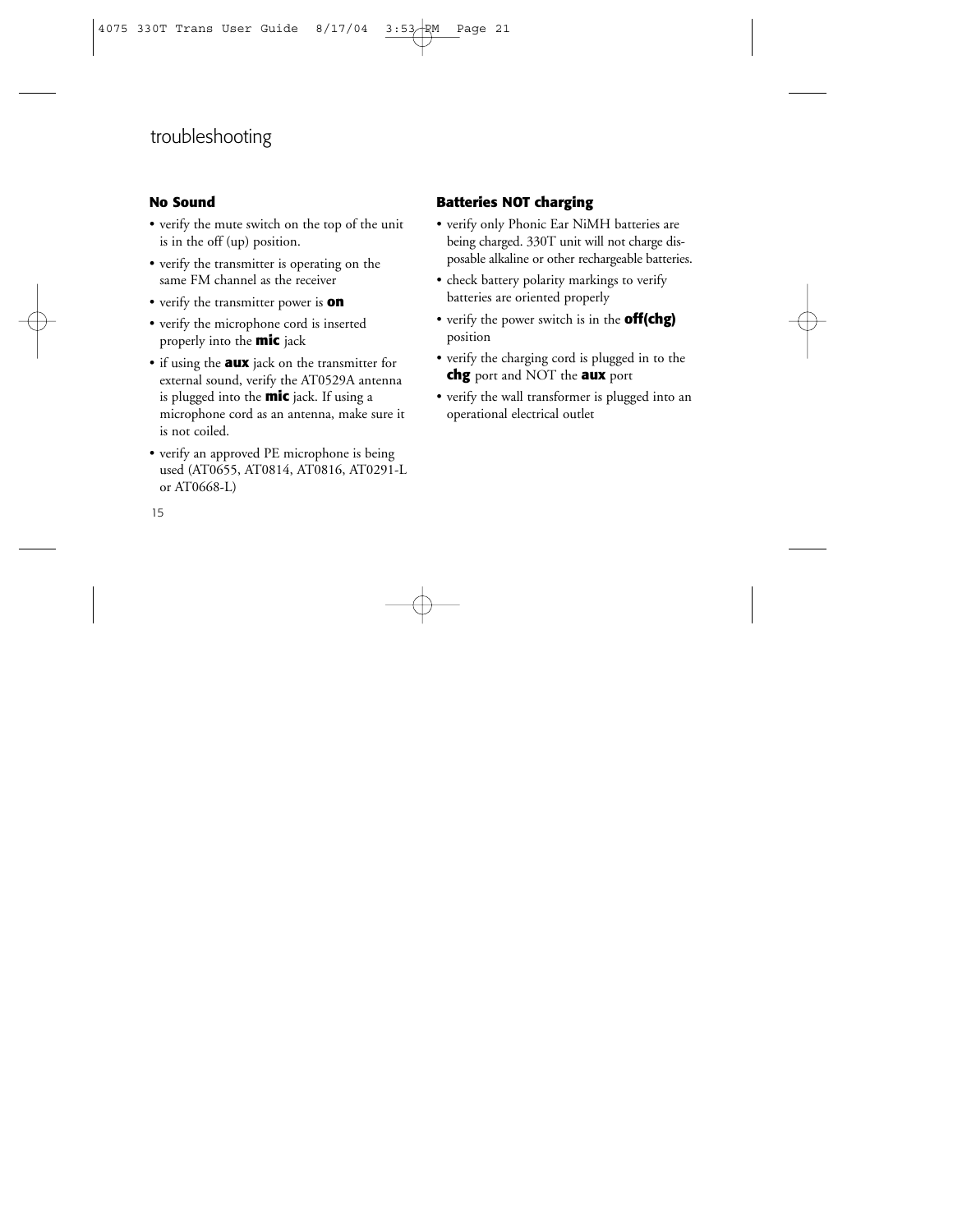# troubleshooting

### No Sound

- verify the mute switch on the top of the unit is in the off (up) position.
- verify the transmitter is operating on the same FM channel as the receiver
- verify the transmitter power is **on**
- verify the microphone cord is inserted properly into the **mic** jack
- if using the **aux** jack on the transmitter for external sound, verify the AT0529A antenna is plugged into the **mic** jack. If using a microphone cord as an antenna, make sure it is not coiled.
- verify an approved PE microphone is being used (AT0655, AT0814, AT0816, AT0291-L or AT0668-L)

### Batteries NOT charging

- verify only Phonic Ear NiMH batteries are being charged. 330T unit will not charge disposable alkaline or other rechargeable batteries.
- check battery polarity markings to verify batteries are oriented properly
- verify the power switch is in the **off(chg)** position
- verify the charging cord is plugged in to the **chg** port and NOT the **aux** port
- verify the wall transformer is plugged into an operational electrical outlet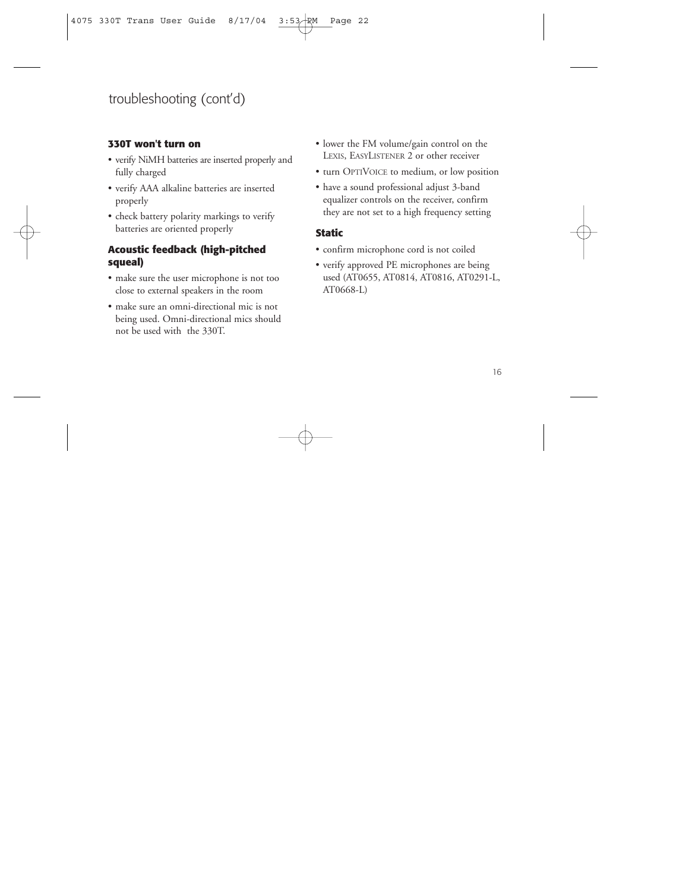# troubleshooting (cont'd)

### 330T won't turn on

- verify NiMH batteries are inserted properly and fully charged
- verify AAA alkaline batteries are inserted properly
- check battery polarity markings to verify batteries are oriented properly

### Acoustic feedback (high-pitched squeal)

- make sure the user microphone is not too close to external speakers in the room
- make sure an omni-directional mic is not being used. Omni-directional mics should not be used with  the 330T.
- lower the FM volume/gain control on the LEXIS, EASYLISTENER 2 or other receiver
- turn OPTIVOICE to medium, or low position
- have a sound professional adjust 3-band equalizer controls on the receiver, confirm they are not set to a high frequency setting

### Static

- confirm microphone cord is not coiled
- verify approved PE microphones are being used (AT0655, AT0814, AT0816, AT0291-L, AT0668-L)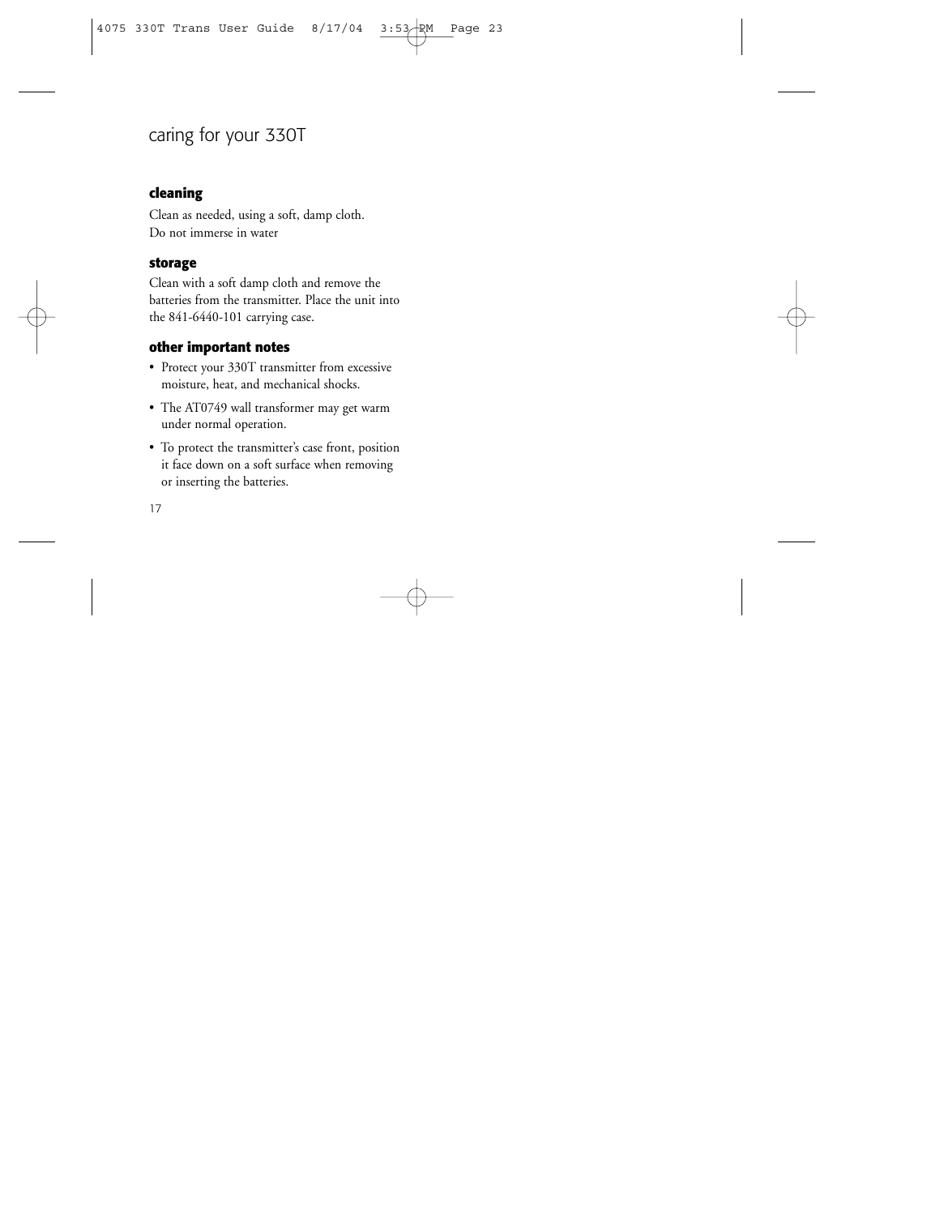# caring for your 330T

### cleaning

Clean as needed, using a soft, damp cloth.
Do not immerse in water

### storage

Clean with a soft damp cloth and remove the batteries from the transmitter. Place the unit into the 841-6440-101 carrying case.

### other important notes

- Protect your 330T transmitter from excessive moisture, heat, and mechanical shocks.
- The AT0749 wall transformer may get warm under normal operation.
- To protect the transmitter's case front, position it face down on a soft surface when removing or inserting the batteries.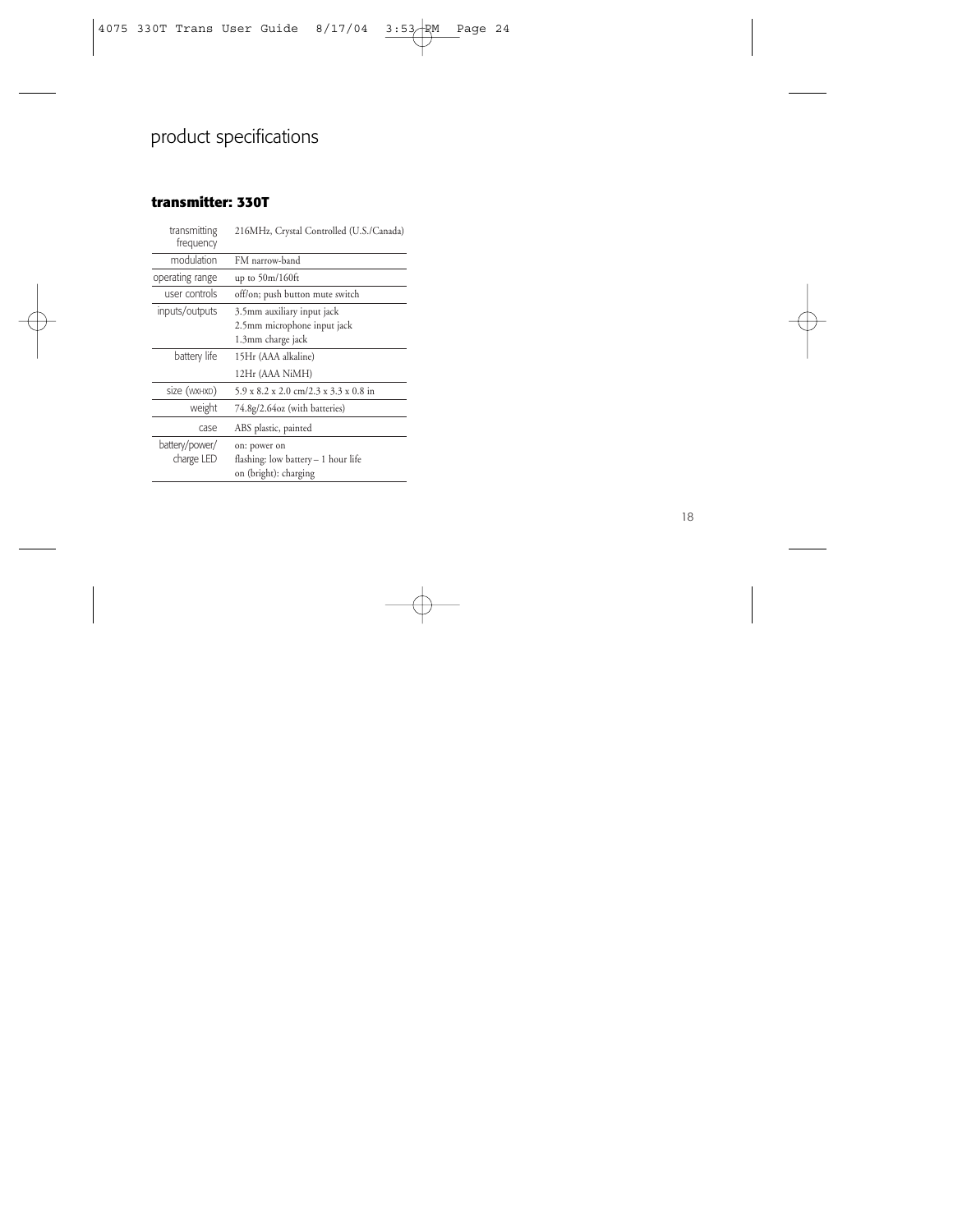# product specifications

## transmitter: 330T

| | |
|---|---|
| transmitting frequency | 216MHz, Crystal Controlled (U.S./Canada) |
| modulation | FM narrow-band |
| operating range | up to 50m/160ft |
| user controls | off/on; push button mute switch |
| inputs/outputs | 3.5mm auxiliary input jack<br>2.5mm microphone input jack<br>1.3mm charge jack |
| battery life | 15Hr (AAA alkaline)<br>12Hr (AAA NiMH) |
| size (WXHXD) | 5.9 x 8.2 x 2.0 cm/2.3 x 3.3 x 0.8 in |
| weight | 74.8g/2.64oz (with batteries) |
| case | ABS plastic, painted |
| battery/power/ charge LED | on: power on<br>flashing: low battery – 1 hour life<br>on (bright): charging |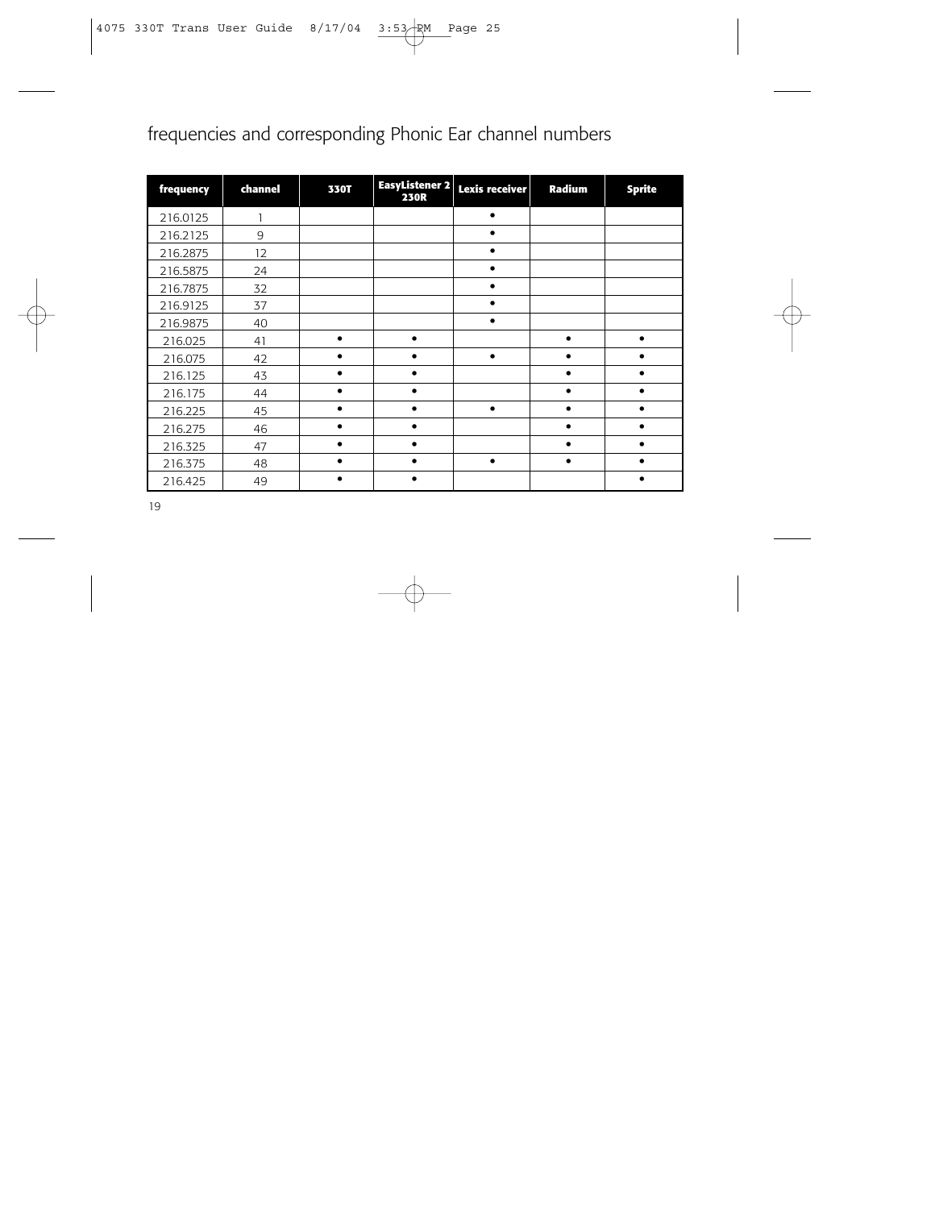# frequencies and corresponding Phonic Ear channel numbers

| frequency | channel | 330T | EasyListener 2 230R | Lexis receiver | Radium | Sprite |
|---|---|---|---|---|---|---|
| 216.0125 | 1 | | | • | | |
| 216.2125 | 9 | | | • | | |
| 216.2875 | 12 | | | • | | |
| 216.5875 | 24 | | | • | | |
| 216.7875 | 32 | | | • | | |
| 216.9125 | 37 | | | • | | |
| 216.9875 | 40 | | | • | | |
| 216.025 | 41 | • | • | | • | • |
| 216.075 | 42 | • | • | • | • | • |
| 216.125 | 43 | • | • | | • | • |
| 216.175 | 44 | • | • | | • | • |
| 216.225 | 45 | • | • | • | • | • |
| 216.275 | 46 | • | • | | • | • |
| 216.325 | 47 | • | • | | • | • |
| 216.375 | 48 | • | • | • | • | • |
| 216.425 | 49 | • | • | | | • |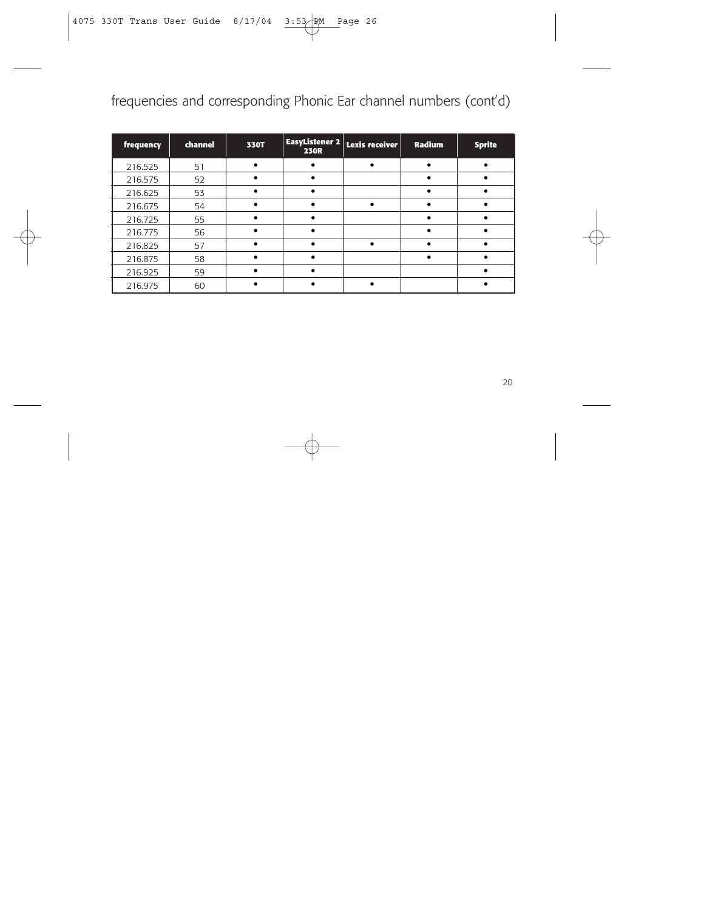frequencies and corresponding Phonic Ear channel numbers (cont'd)

| frequency | channel | 330T | EasyListener 2 230R | Lexis receiver | Radium | Sprite |
|---|---|---|---|---|---|---|
| 216.525 | 51 | • | • | • | • | • |
| 216.575 | 52 | • | • | | • | • |
| 216.625 | 53 | • | • | | • | • |
| 216.675 | 54 | • | • | • | • | • |
| 216.725 | 55 | • | • | | • | • |
| 216.775 | 56 | • | • | | • | • |
| 216.825 | 57 | • | • | • | • | • |
| 216.875 | 58 | • | • | | • | • |
| 216.925 | 59 | • | • | | | • |
| 216.975 | 60 | • | • | • | | • |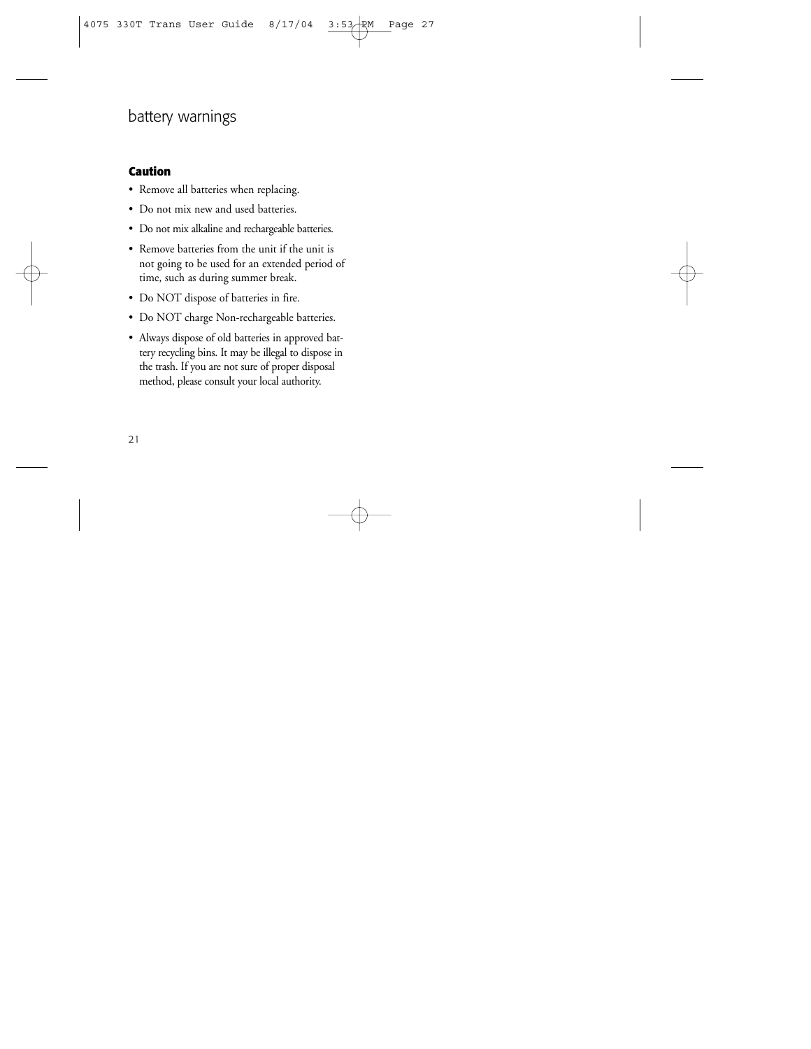# battery warnings

**Caution**

- Remove all batteries when replacing.
- Do not mix new and used batteries.
- Do not mix alkaline and rechargeable batteries.
- Remove batteries from the unit if the unit is not going to be used for an extended period of time, such as during summer break.
- Do NOT dispose of batteries in fire.
- Do NOT charge Non-rechargeable batteries.
- Always dispose of old batteries in approved battery recycling bins. It may be illegal to dispose in the trash. If you are not sure of proper disposal method, please consult your local authority.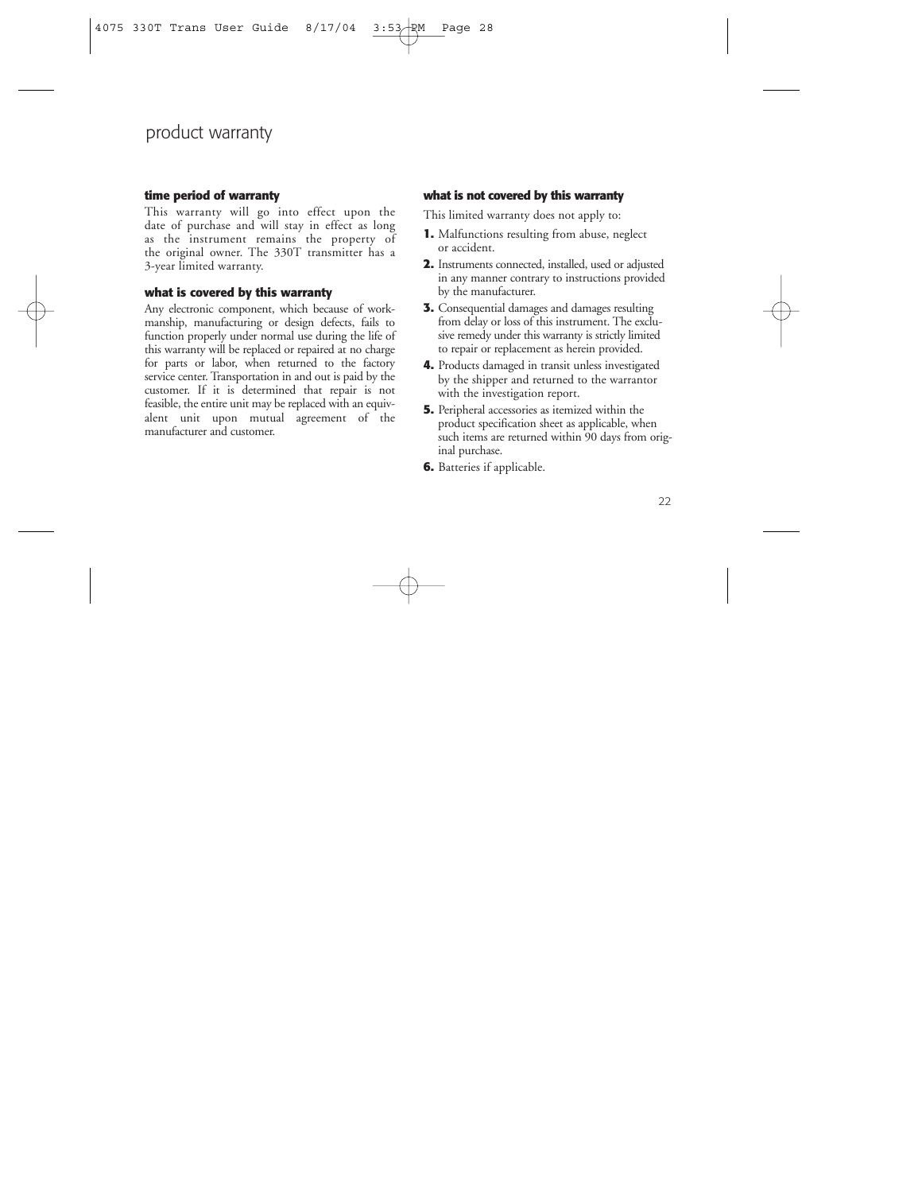# product warranty

### time period of warranty

This warranty will go into effect upon the date of purchase and will stay in effect as long as the instrument remains the property of the original owner. The 330T transmitter has a 3-year limited warranty.

### what is covered by this warranty

Any electronic component, which because of workmanship, manufacturing or design defects, fails to function properly under normal use during the life of this warranty will be replaced or repaired at no charge for parts or labor, when returned to the factory service center. Transportation in and out is paid by the customer. If it is determined that repair is not feasible, the entire unit may be replaced with an equivalent unit upon mutual agreement of the manufacturer and customer.

### what is not covered by this warranty

This limited warranty does not apply to:

1. Malfunctions resulting from abuse, neglect or accident.
2. Instruments connected, installed, used or adjusted in any manner contrary to instructions provided by the manufacturer.
3. Consequential damages and damages resulting from delay or loss of this instrument. The exclusive remedy under this warranty is strictly limited to repair or replacement as herein provided.
4. Products damaged in transit unless investigated by the shipper and returned to the warrantor with the investigation report.
5. Peripheral accessories as itemized within the product specification sheet as applicable, when such items are returned within 90 days from original purchase.
6. Batteries if applicable.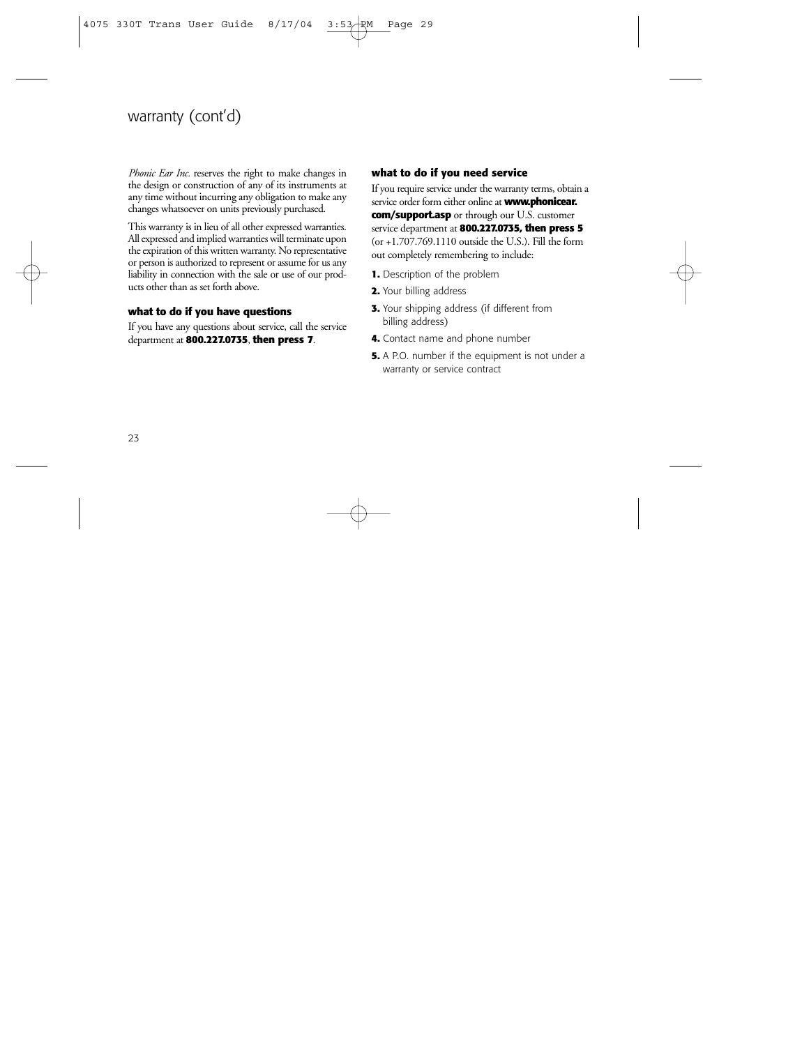# warranty (cont'd)

*Phonic Ear Inc.* reserves the right to make changes in the design or construction of any of its instruments at any time without incurring any obligation to make any changes whatsoever on units previously purchased.

This warranty is in lieu of all other expressed warranties. All expressed and implied warranties will terminate upon the expiration of this written warranty. No representative or person is authorized to represent or assume for us any liability in connection with the sale or use of our products other than as set forth above.

### what to do if you have questions

If you have any questions about service, call the service department at **800.227.0735**, **then press 7**.

### what to do if you need service

If you require service under the warranty terms, obtain a service order form either online at **www.phonicear.com/support.asp** or through our U.S. customer service department at **800.227.0735, then press 5** (or +1.707.769.1110 outside the U.S.). Fill the form out completely remembering to include:

1. Description of the problem
2. Your billing address
3. Your shipping address (if different from billing address)
4. Contact name and phone number
5. A P.O. number if the equipment is not under a warranty or service contract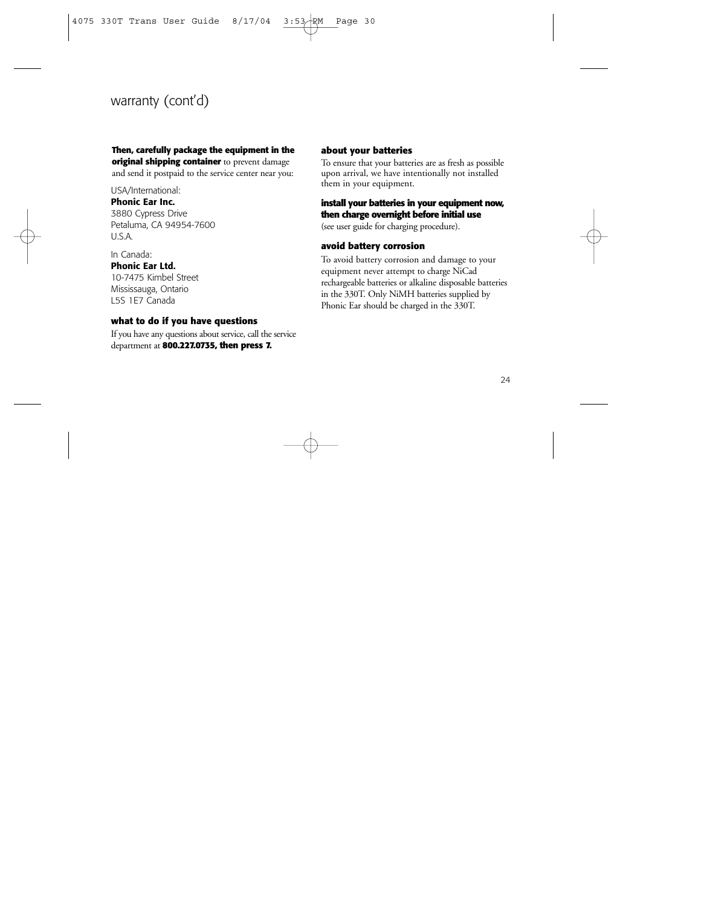## warranty (cont'd)

**Then, carefully package the equipment in the original shipping container** to prevent damage and send it postpaid to the service center near you:

USA/International:
**Phonic Ear Inc.**
3880 Cypress Drive
Petaluma, CA 94954-7600
U.S.A.

In Canada:
**Phonic Ear Ltd.**
10-7475 Kimbel Street
Mississauga, Ontario
L5S 1E7 Canada

### what to do if you have questions

If you have any questions about service, call the service department at **800.227.0735, then press 7.**

### about your batteries

To ensure that your batteries are as fresh as possible upon arrival, we have intentionally not installed them in your equipment.

### install your batteries in your equipment now, then charge overnight before initial use

(see user guide for charging procedure).

### avoid battery corrosion

To avoid battery corrosion and damage to your equipment never attempt to charge NiCad rechargeable batteries or alkaline disposable batteries in the 330T. Only NiMH batteries supplied by Phonic Ear should be charged in the 330T.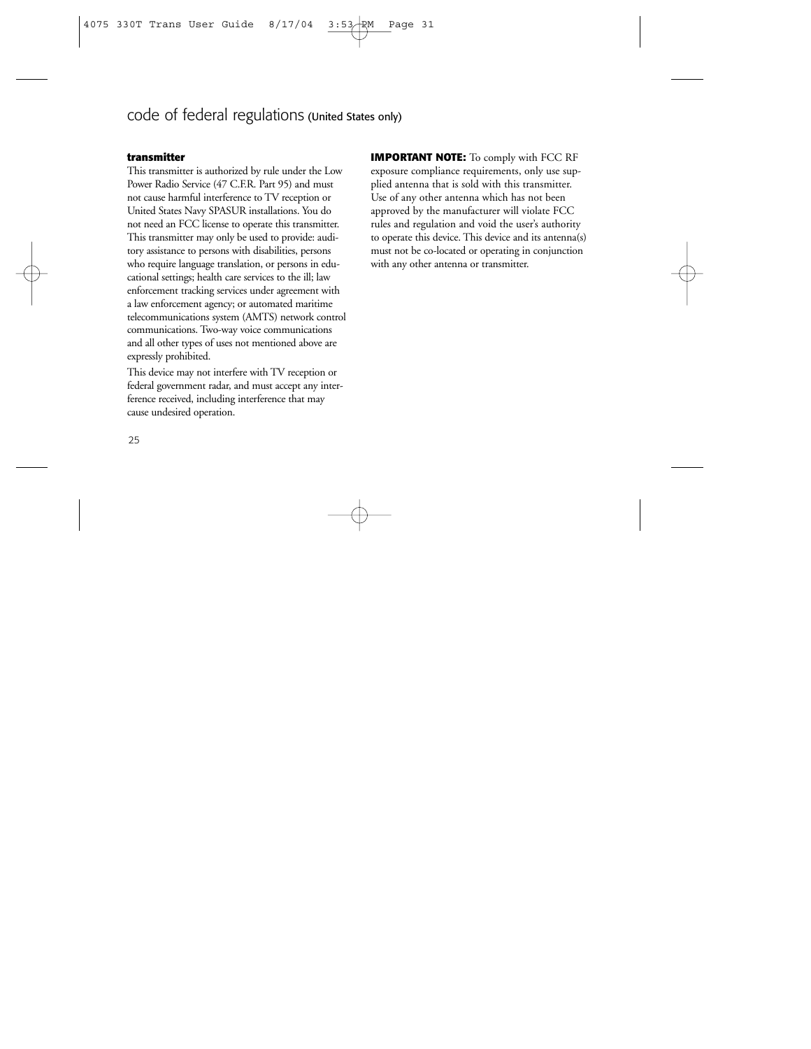# code of federal regulations (United States only)

**transmitter**

This transmitter is authorized by rule under the Low Power Radio Service (47 C.F.R. Part 95) and must not cause harmful interference to TV reception or United States Navy SPASUR installations. You do not need an FCC license to operate this transmitter. This transmitter may only be used to provide: auditory assistance to persons with disabilities, persons who require language translation, or persons in educational settings; health care services to the ill; law enforcement tracking services under agreement with a law enforcement agency; or automated maritime telecommunications system (AMTS) network control communications. Two-way voice communications and all other types of uses not mentioned above are expressly prohibited.

This device may not interfere with TV reception or federal government radar, and must accept any interference received, including interference that may cause undesired operation.

**IMPORTANT NOTE:** To comply with FCC RF exposure compliance requirements, only use supplied antenna that is sold with this transmitter. Use of any other antenna which has not been approved by the manufacturer will violate FCC rules and regulation and void the user's authority to operate this device. This device and its antenna(s) must not be co-located or operating in conjunction with any other antenna or transmitter.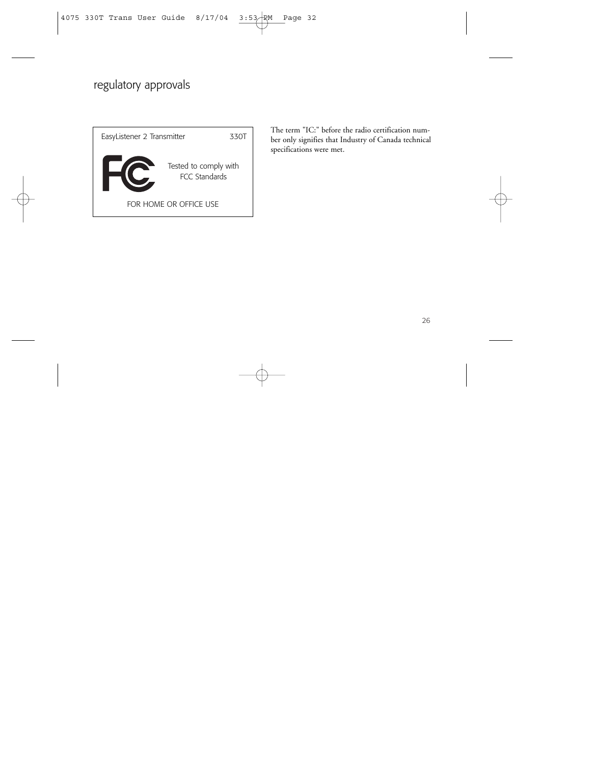# regulatory approvals

EasyListener 2 Transmitter 330T

Tested to comply with FCC Standards

FOR HOME OR OFFICE USE

The term "IC:" before the radio certification number only signifies that Industry of Canada technical specifications were met.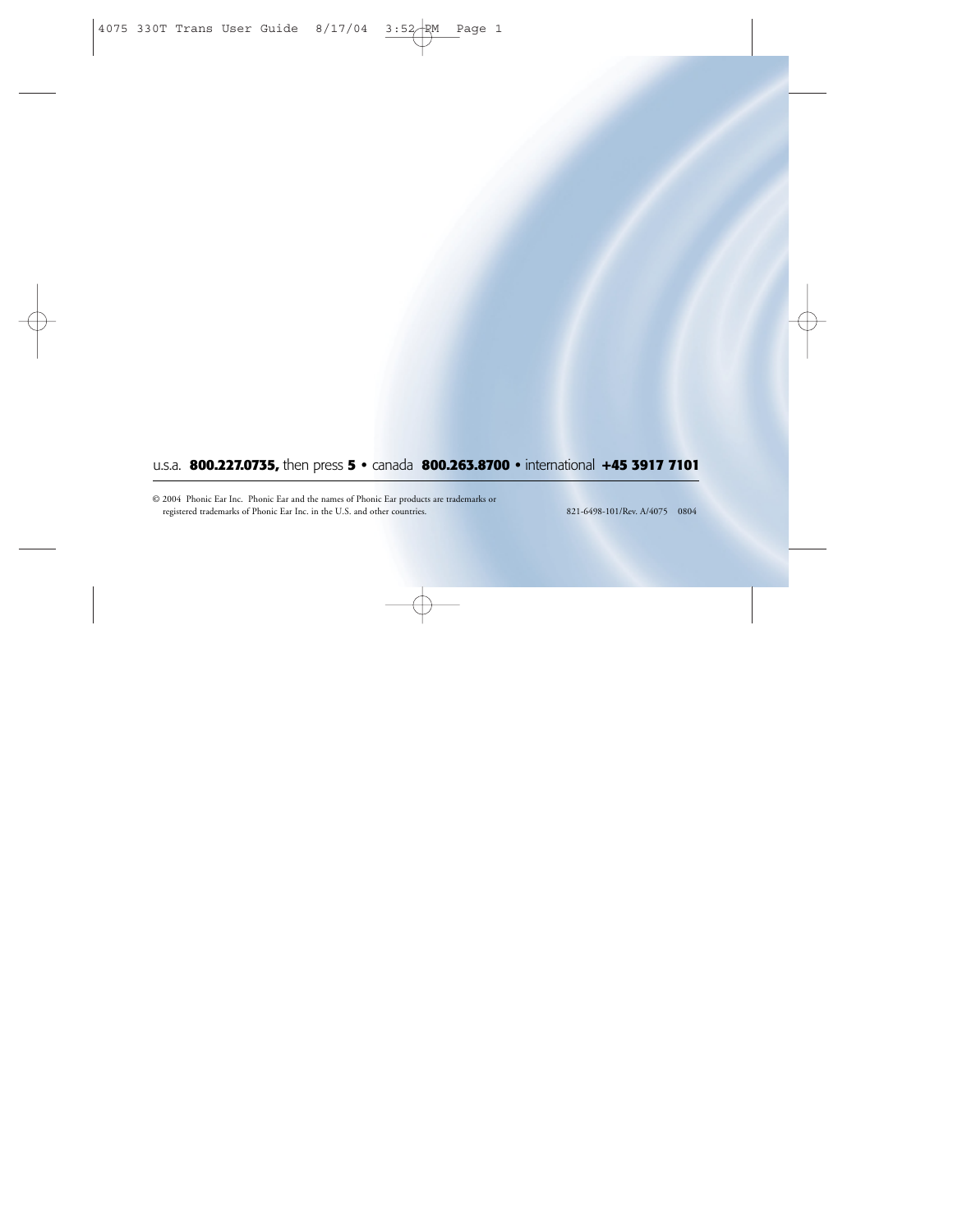u.s.a. **800.227.0735,** then press **5** • canada **800.263.8700** • international **+45 3917 7101**

© 2004 Phonic Ear Inc. Phonic Ear and the names of Phonic Ear products are trademarks or registered trademarks of Phonic Ear Inc. in the U.S. and other countries.

821-6498-101/Rev. A/4075 0804